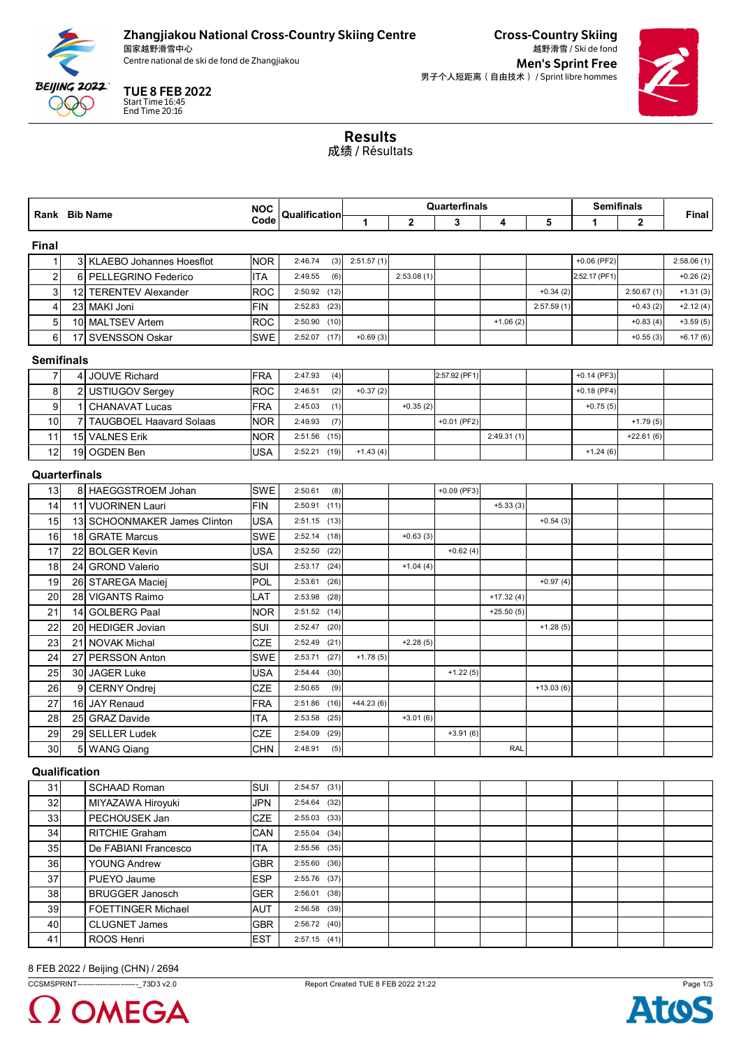**Zhangjiakou National Cross-Country Skiing Centre**
国家越野滑雪中心
Centre national de ski de fond de Zhangjiakou

**Cross-Country Skiing**
越野滑雪 / Ski de fond
**Men's Sprint Free**
男子个人短距离（自由技术） / Sprint libre hommes

**TUE 8 FEB 2022**
Start Time 16:45
End Time 20:16

# Results
成绩 / Résultats

| Rank | Bib | Name | NOC Code | Qualification | | QF 1 | QF 2 | QF 3 | QF 4 | QF 5 | SF 1 | SF 2 | Final |
|---|---|---|---|---|---|---|---|---|---|---|---|---|---|
| **Final** | | | | | | | | | | | | | |
| 1 | 3 | KLAEBO Johannes Hoesflot | NOR | 2:46.74 | (3) | 2:51.57 (1) | | | | | +0.06 (PF2) | | 2:58.06 (1) |
| 2 | 6 | PELLEGRINO Federico | ITA | 2:49.55 | (6) | | 2:53.08 (1) | | | | 2:52.17 (PF1) | | +0.26 (2) |
| 3 | 12 | TERENTEV Alexander | ROC | 2:50.92 | (12) | | | | | +0.34 (2) | | 2:50.67 (1) | +1.31 (3) |
| 4 | 23 | MAKI Joni | FIN | 2:52.83 | (23) | | | | | 2:57.59 (1) | | +0.43 (2) | +2.12 (4) |
| 5 | 10 | MALTSEV Artem | ROC | 2:50.90 | (10) | | | | +1.06 (2) | | | +0.83 (4) | +3.59 (5) |
| 6 | 17 | SVENSSON Oskar | SWE | 2:52.07 | (17) | +0.69 (3) | | | | | | +0.55 (3) | +6.17 (6) |
| **Semifinals** | | | | | | | | | | | | | |
| 7 | 4 | JOUVE Richard | FRA | 2:47.93 | (4) | | | 2:57.92 (PF1) | | | +0.14 (PF3) | | |
| 8 | 2 | USTIUGOV Sergey | ROC | 2:46.51 | (2) | +0.37 (2) | | | | | +0.18 (PF4) | | |
| 9 | 1 | CHANAVAT Lucas | FRA | 2:45.03 | (1) | | +0.35 (2) | | | | +0.75 (5) | | |
| 10 | 7 | TAUGBOEL Haavard Solaas | NOR | 2:49.93 | (7) | | | +0.01 (PF2) | | | | +1.79 (5) | |
| 11 | 15 | VALNES Erik | NOR | 2:51.56 | (15) | | | | 2:49.31 (1) | | | +22.61 (6) | |
| 12 | 19 | OGDEN Ben | USA | 2:52.21 | (19) | +1.43 (4) | | | | | +1.24 (6) | | |
| **Quarterfinals** | | | | | | | | | | | | | |
| 13 | 8 | HAEGGSTROEM Johan | SWE | 2:50.61 | (8) | | | +0.09 (PF3) | | | | | |
| 14 | 11 | VUORINEN Lauri | FIN | 2:50.91 | (11) | | | | +5.33 (3) | | | | |
| 15 | 13 | SCHOONMAKER James Clinton | USA | 2:51.15 | (13) | | | | | +0.54 (3) | | | |
| 16 | 18 | GRATE Marcus | SWE | 2:52.14 | (18) | | +0.63 (3) | | | | | | |
| 17 | 22 | BOLGER Kevin | USA | 2:52.50 | (22) | | | +0.62 (4) | | | | | |
| 18 | 24 | GROND Valerio | SUI | 2:53.17 | (24) | | +1.04 (4) | | | | | | |
| 19 | 26 | STAREGA Maciej | POL | 2:53.61 | (26) | | | | | +0.97 (4) | | | |
| 20 | 28 | VIGANTS Raimo | LAT | 2:53.98 | (28) | | | | +17.32 (4) | | | | |
| 21 | 14 | GOLBERG Paal | NOR | 2:51.52 | (14) | | | | +25.50 (5) | | | | |
| 22 | 20 | HEDIGER Jovian | SUI | 2:52.47 | (20) | | | | | +1.28 (5) | | | |
| 23 | 21 | NOVAK Michal | CZE | 2:52.49 | (21) | | +2.28 (5) | | | | | | |
| 24 | 27 | PERSSON Anton | SWE | 2:53.71 | (27) | +1.78 (5) | | | | | | | |
| 25 | 30 | JAGER Luke | USA | 2:54.44 | (30) | | | +1.22 (5) | | | | | |
| 26 | 9 | CERNY Ondrej | CZE | 2:50.65 | (9) | | | | | +13.03 (6) | | | |
| 27 | 16 | JAY Renaud | FRA | 2:51.86 | (16) | +44.23 (6) | | | | | | | |
| 28 | 25 | GRAZ Davide | ITA | 2:53.58 | (25) | | +3.01 (6) | | | | | | |
| 29 | 29 | SELLER Ludek | CZE | 2:54.09 | (29) | | | +3.91 (6) | | | | | |
| 30 | 5 | WANG Qiang | CHN | 2:48.91 | (5) | | | | RAL | | | | |
| **Qualification** | | | | | | | | | | | | | |
| 31 | | SCHAAD Roman | SUI | 2:54.57 | (31) | | | | | | | | |
| 32 | | MIYAZAWA Hiroyuki | JPN | 2:54.64 | (32) | | | | | | | | |
| 33 | | PECHOUSEK Jan | CZE | 2:55.03 | (33) | | | | | | | | |
| 34 | | RITCHIE Graham | CAN | 2:55.04 | (34) | | | | | | | | |
| 35 | | De FABIANI Francesco | ITA | 2:55.56 | (35) | | | | | | | | |
| 36 | | YOUNG Andrew | GBR | 2:55.60 | (36) | | | | | | | | |
| 37 | | PUEYO Jaume | ESP | 2:55.76 | (37) | | | | | | | | |
| 38 | | BRUGGER Janosch | GER | 2:56.01 | (38) | | | | | | | | |
| 39 | | FOETTINGER Michael | AUT | 2:56.58 | (39) | | | | | | | | |
| 40 | | CLUGNET James | GBR | 2:56.72 | (40) | | | | | | | | |
| 41 | | ROOS Henri | EST | 2:57.15 | (41) | | | | | | | | |

8 FEB 2022 / Beijing (CHN) / 2694

CCSMSPRINT------------------------_73D3 v2.0 Report Created TUE 8 FEB 2022 21:22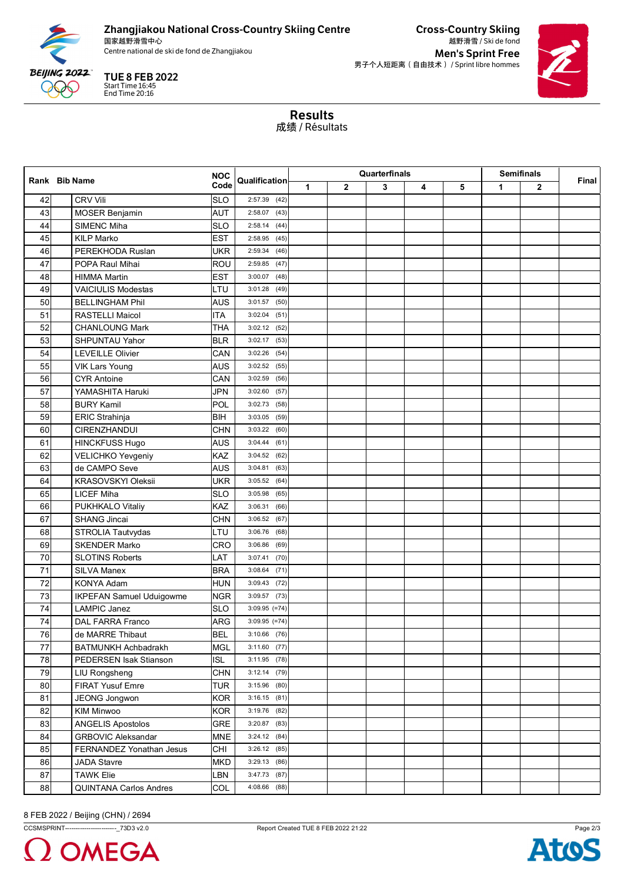**Zhangjiakou National Cross-Country Skiing Centre**
国家越野滑雪中心
Centre national de ski de fond de Zhangjiakou

**Cross-Country Skiing**
越野滑雪 / Ski de fond
**Men's Sprint Free**
男子个人短距离（自由技术）/ Sprint libre hommes

**TUE 8 FEB 2022**
Start Time 16:45
End Time 20:16

## Results
成绩 / Résultats

| Rank | Bib | Name | NOC Code | Qualification | Quarterfinals 1 | 2 | 3 | 4 | 5 | Semifinals 1 | 2 | Final |
|---|---|---|---|---|---|---|---|---|---|---|---|---|
| 42 | | CRV Vili | SLO | 2:57.39 (42) | | | | | | | | |
| 43 | | MOSER Benjamin | AUT | 2:58.07 (43) | | | | | | | | |
| 44 | | SIMENC Miha | SLO | 2:58.14 (44) | | | | | | | | |
| 45 | | KILP Marko | EST | 2:58.95 (45) | | | | | | | | |
| 46 | | PEREKHODA Ruslan | UKR | 2:59.34 (46) | | | | | | | | |
| 47 | | POPA Raul Mihai | ROU | 2:59.85 (47) | | | | | | | | |
| 48 | | HIMMA Martin | EST | 3:00.07 (48) | | | | | | | | |
| 49 | | VAICIULIS Modestas | LTU | 3:01.28 (49) | | | | | | | | |
| 50 | | BELLINGHAM Phil | AUS | 3:01.57 (50) | | | | | | | | |
| 51 | | RASTELLI Maicol | ITA | 3:02.04 (51) | | | | | | | | |
| 52 | | CHANLOUNG Mark | THA | 3:02.12 (52) | | | | | | | | |
| 53 | | SHPUNTAU Yahor | BLR | 3:02.17 (53) | | | | | | | | |
| 54 | | LEVEILLE Olivier | CAN | 3:02.26 (54) | | | | | | | | |
| 55 | | VIK Lars Young | AUS | 3:02.52 (55) | | | | | | | | |
| 56 | | CYR Antoine | CAN | 3:02.59 (56) | | | | | | | | |
| 57 | | YAMASHITA Haruki | JPN | 3:02.60 (57) | | | | | | | | |
| 58 | | BURY Kamil | POL | 3:02.73 (58) | | | | | | | | |
| 59 | | ERIC Strahinja | BIH | 3:03.05 (59) | | | | | | | | |
| 60 | | CIRENZHANDUI | CHN | 3:03.22 (60) | | | | | | | | |
| 61 | | HINCKFUSS Hugo | AUS | 3:04.44 (61) | | | | | | | | |
| 62 | | VELICHKO Yevgeniy | KAZ | 3:04.52 (62) | | | | | | | | |
| 63 | | de CAMPO Seve | AUS | 3:04.81 (63) | | | | | | | | |
| 64 | | KRASOVSKYI Oleksii | UKR | 3:05.52 (64) | | | | | | | | |
| 65 | | LICEF Miha | SLO | 3:05.98 (65) | | | | | | | | |
| 66 | | PUKHKALO Vitaliy | KAZ | 3:06.31 (66) | | | | | | | | |
| 67 | | SHANG Jincai | CHN | 3:06.52 (67) | | | | | | | | |
| 68 | | STROLIA Tautvydas | LTU | 3:06.76 (68) | | | | | | | | |
| 69 | | SKENDER Marko | CRO | 3:06.86 (69) | | | | | | | | |
| 70 | | SLOTINS Roberts | LAT | 3:07.41 (70) | | | | | | | | |
| 71 | | SILVA Manex | BRA | 3:08.64 (71) | | | | | | | | |
| 72 | | KONYA Adam | HUN | 3:09.43 (72) | | | | | | | | |
| 73 | | IKPEFAN Samuel Uduigowme | NGR | 3:09.57 (73) | | | | | | | | |
| 74 | | LAMPIC Janez | SLO | 3:09.95 (=74) | | | | | | | | |
| 74 | | DAL FARRA Franco | ARG | 3:09.95 (=74) | | | | | | | | |
| 76 | | de MARRE Thibaut | BEL | 3:10.66 (76) | | | | | | | | |
| 77 | | BATMUNKH Achbadrakh | MGL | 3:11.60 (77) | | | | | | | | |
| 78 | | PEDERSEN Isak Stianson | ISL | 3:11.95 (78) | | | | | | | | |
| 79 | | LIU Rongsheng | CHN | 3:12.14 (79) | | | | | | | | |
| 80 | | FIRAT Yusuf Emre | TUR | 3:15.96 (80) | | | | | | | | |
| 81 | | JEONG Jongwon | KOR | 3:16.15 (81) | | | | | | | | |
| 82 | | KIM Minwoo | KOR | 3:19.76 (82) | | | | | | | | |
| 83 | | ANGELIS Apostolos | GRE | 3:20.87 (83) | | | | | | | | |
| 84 | | GRBOVIC Aleksandar | MNE | 3:24.12 (84) | | | | | | | | |
| 85 | | FERNANDEZ Yonathan Jesus | CHI | 3:26.12 (85) | | | | | | | | |
| 86 | | JADA Stavre | MKD | 3:29.13 (86) | | | | | | | | |
| 87 | | TAWK Elie | LBN | 3:47.73 (87) | | | | | | | | |
| 88 | | QUINTANA Carlos Andres | COL | 4:08.66 (88) | | | | | | | | |

8 FEB 2022 / Beijing (CHN) / 2694

CCSMSPRINT------------------------_73D3 v2.0 Report Created TUE 8 FEB 2022 21:22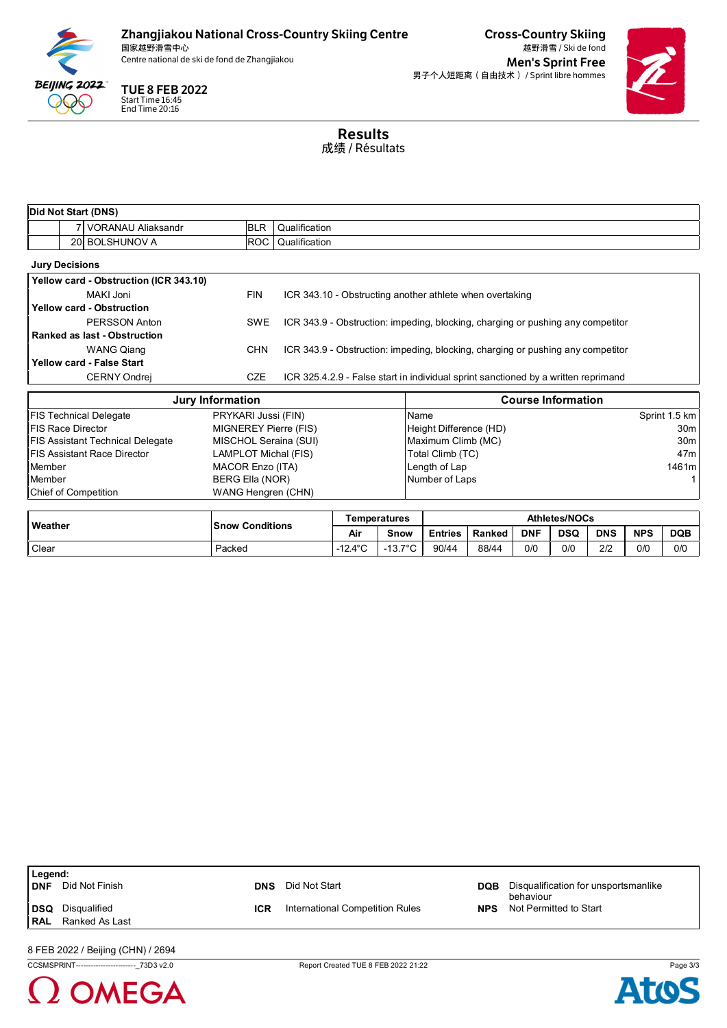Zhangjiakou National Cross-Country Skiing Centre
国家越野滑雪中心
Centre national de ski de fond de Zhangjiakou

TUE 8 FEB 2022
Start Time 16:45
End Time 20:16

Cross-Country Skiing
越野滑雪 / Ski de fond
Men's Sprint Free
男子个人短距离（自由技术） / Sprint libre hommes

# Results
成绩 / Résultats

| Did Not Start (DNS) | | | | |
|---|---|---|---|---|
| | 7 | VORANAU Aliaksandr | BLR | Qualification |
| | 20 | BOLSHUNOV A | ROC | Qualification |

**Jury Decisions**

| | | |
|---|---|---|
| **Yellow card - Obstruction (ICR 343.10)** | | |
| MAKI Joni | FIN | ICR 343.10 - Obstructing another athlete when overtaking |
| **Yellow card - Obstruction** | | |
| PERSSON Anton | SWE | ICR 343.9 - Obstruction: impeding, blocking, charging or pushing any competitor |
| **Ranked as last - Obstruction** | | |
| WANG Qiang | CHN | ICR 343.9 - Obstruction: impeding, blocking, charging or pushing any competitor |
| **Yellow card - False Start** | | |
| CERNY Ondrej | CZE | ICR 325.4.2.9 - False start in individual sprint sanctioned by a written reprimand |

| Jury Information | | Course Information | |
|---|---|---|---|
| FIS Technical Delegate | PRYKARI Jussi (FIN) | Name | Sprint 1.5 km |
| FIS Race Director | MIGNEREY Pierre (FIS) | Height Difference (HD) | 30m |
| FIS Assistant Technical Delegate | MISCHOL Seraina (SUI) | Maximum Climb (MC) | 30m |
| FIS Assistant Race Director | LAMPLOT Michal (FIS) | Total Climb (TC) | 47m |
| Member | MACOR Enzo (ITA) | Length of Lap | 1461m |
| Member | BERG Ella (NOR) | Number of Laps | 1 |
| Chief of Competition | WANG Hengren (CHN) | | |

| Weather | Snow Conditions | Temperatures | | Athletes/NOCs | | | | | | |
|---|---|---|---|---|---|---|---|---|---|---|
| | | Air | Snow | Entries | Ranked | DNF | DSQ | DNS | NPS | DQB |
| Clear | Packed | -12.4°C | -13.7°C | 90/44 | 88/44 | 0/0 | 0/0 | 2/2 | 0/0 | 0/0 |

**Legend:**

| | | | | | |
|---|---|---|---|---|---|
| **DNF** | Did Not Finish | **DNS** | Did Not Start | **DQB** | Disqualification for unsportsmanlike behaviour |
| **DSQ** | Disqualified | **ICR** | International Competition Rules | **NPS** | Not Permitted to Start |
| **RAL** | Ranked As Last | | | | |

8 FEB 2022 / Beijing (CHN) / 2694

CCSMSPRINT------------------------_73D3 v2.0 — Report Created TUE 8 FEB 2022 21:22